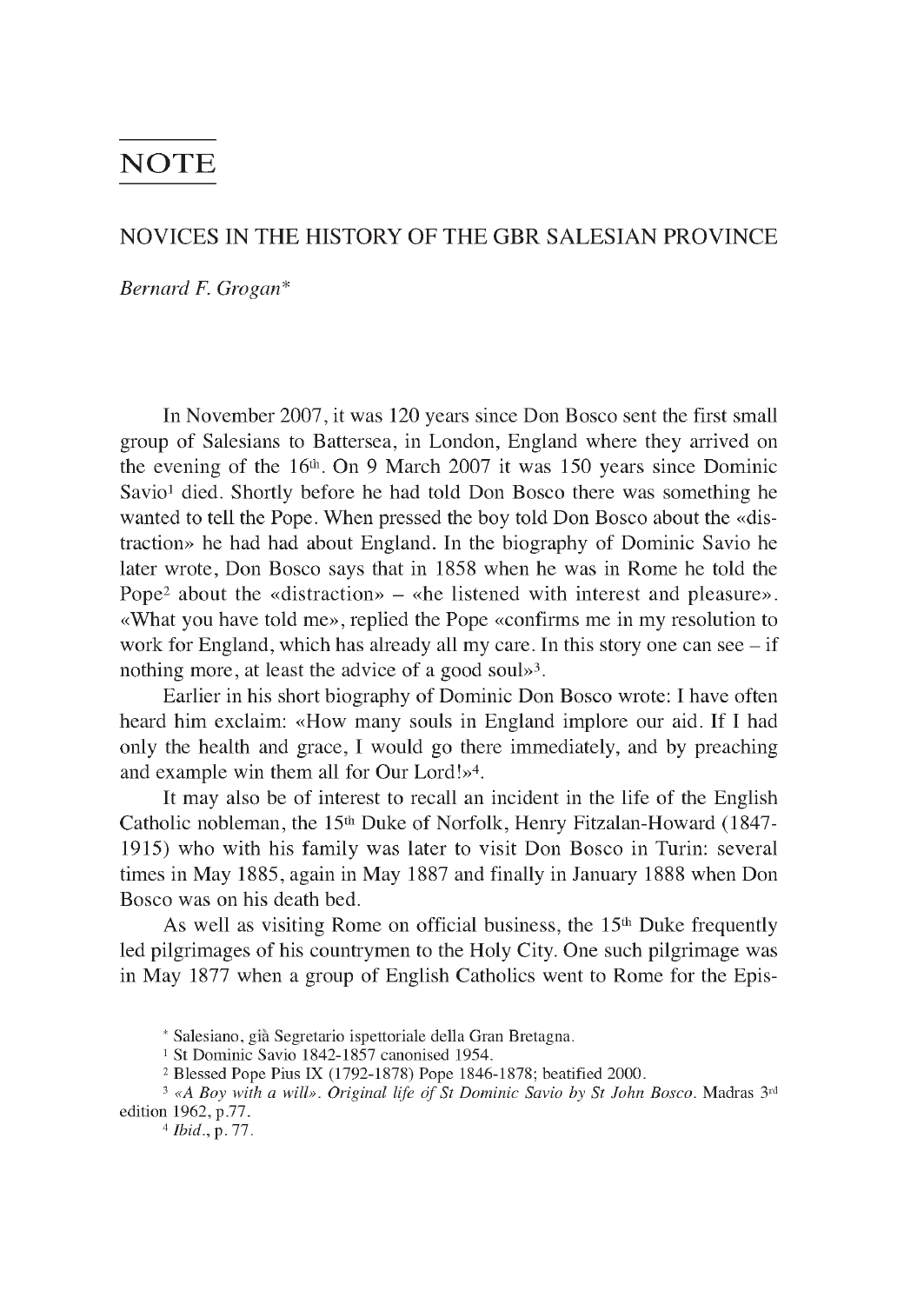# NOTE

## NOVICES IN THE HISTORY OF THE GBR SALESIAN PROVINCE

*Bernard F. Grogan**

In November 2007, it was 120 years since Don Bosco sent the first small group of Salesians to Battersea, in London, England where they arrived on the evening of the 16th. On 9 March 2007 it was 150 years since Dominic Savio[1] died. Shortly before he had told Don Bosco there was something he wanted to tell the Pope. When pressed the boy told Don Bosco about the «distraction» he had had about England. In the biography of Dominic Savio he later wrote, Don Bosco says that in 1858 when he was in Rome he told the Pope[2] about the «distraction» – «he listened with interest and pleasure». «What you have told me», replied the Pope «confirms me in my resolution to work for England, which has already all my care. In this story one can see – if nothing more, at least the advice of a good soul»[3].

Earlier in his short biography of Dominic Don Bosco wrote: I have often heard him exclaim: «How many souls in England implore our aid. If I had only the health and grace, I would go there immediately, and by preaching and example win them all for Our Lord!»[4].

It may also be of interest to recall an incident in the life of the English Catholic nobleman, the 15th Duke of Norfolk, Henry Fitzalan-Howard (1847-1915) who with his family was later to visit Don Bosco in Turin: several times in May 1885, again in May 1887 and finally in January 1888 when Don Bosco was on his death bed.

As well as visiting Rome on official business, the 15th Duke frequently led pilgrimages of his countrymen to the Holy City. One such pilgrimage was in May 1877 when a group of English Catholics went to Rome for the Epis-

---

\* Salesiano, già Segretario ispettoriale della Gran Bretagna.

[1] St Dominic Savio 1842-1857 canonised 1954.

[2] Blessed Pope Pius IX (1792-1878) Pope 1846-1878; beatified 2000.

[3] *«A Boy with a will». Original life of St Dominic Savio by St John Bosco*. Madras 3rd edition 1962, p.77.

[4] *Ibid*., p. 77.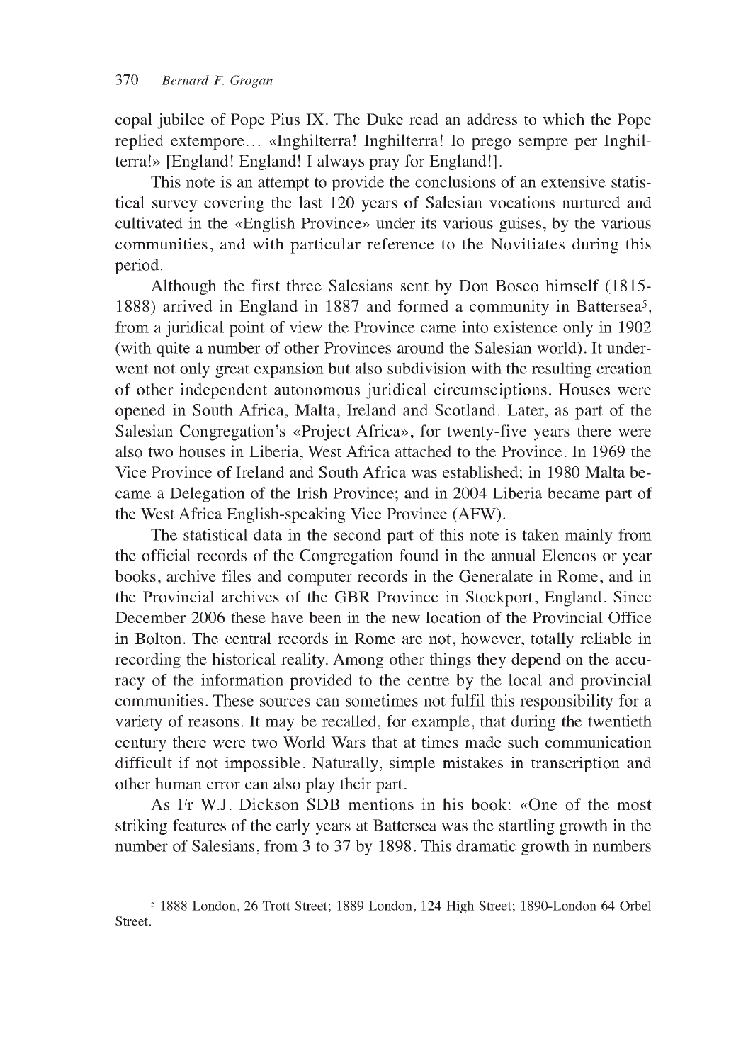copal jubilee of Pope Pius IX. The Duke read an address to which the Pope replied extempore… «Inghilterra! Inghilterra! Io prego sempre per Inghilterra!» [England! England! I always pray for England!].

This note is an attempt to provide the conclusions of an extensive statistical survey covering the last 120 years of Salesian vocations nurtured and cultivated in the «English Province» under its various guises, by the various communities, and with particular reference to the Novitiates during this period.

Although the first three Salesians sent by Don Bosco himself (1815-1888) arrived in England in 1887 and formed a community in Battersea[5], from a juridical point of view the Province came into existence only in 1902 (with quite a number of other Provinces around the Salesian world). It underwent not only great expansion but also subdivision with the resulting creation of other independent autonomous juridical circumsciptions. Houses were opened in South Africa, Malta, Ireland and Scotland. Later, as part of the Salesian Congregation's «Project Africa», for twenty-five years there were also two houses in Liberia, West Africa attached to the Province. In 1969 the Vice Province of Ireland and South Africa was established; in 1980 Malta became a Delegation of the Irish Province; and in 2004 Liberia became part of the West Africa English-speaking Vice Province (AFW).

The statistical data in the second part of this note is taken mainly from the official records of the Congregation found in the annual Elencos or year books, archive files and computer records in the Generalate in Rome, and in the Provincial archives of the GBR Province in Stockport, England. Since December 2006 these have been in the new location of the Provincial Office in Bolton. The central records in Rome are not, however, totally reliable in recording the historical reality. Among other things they depend on the accuracy of the information provided to the centre by the local and provincial communities. These sources can sometimes not fulfil this responsibility for a variety of reasons. It may be recalled, for example, that during the twentieth century there were two World Wars that at times made such communication difficult if not impossible. Naturally, simple mistakes in transcription and other human error can also play their part.

As Fr W.J. Dickson SDB mentions in his book: «One of the most striking features of the early years at Battersea was the startling growth in the number of Salesians, from 3 to 37 by 1898. This dramatic growth in numbers

[5] 1888 London, 26 Trott Street; 1889 London, 124 High Street; 1890-London 64 Orbel Street.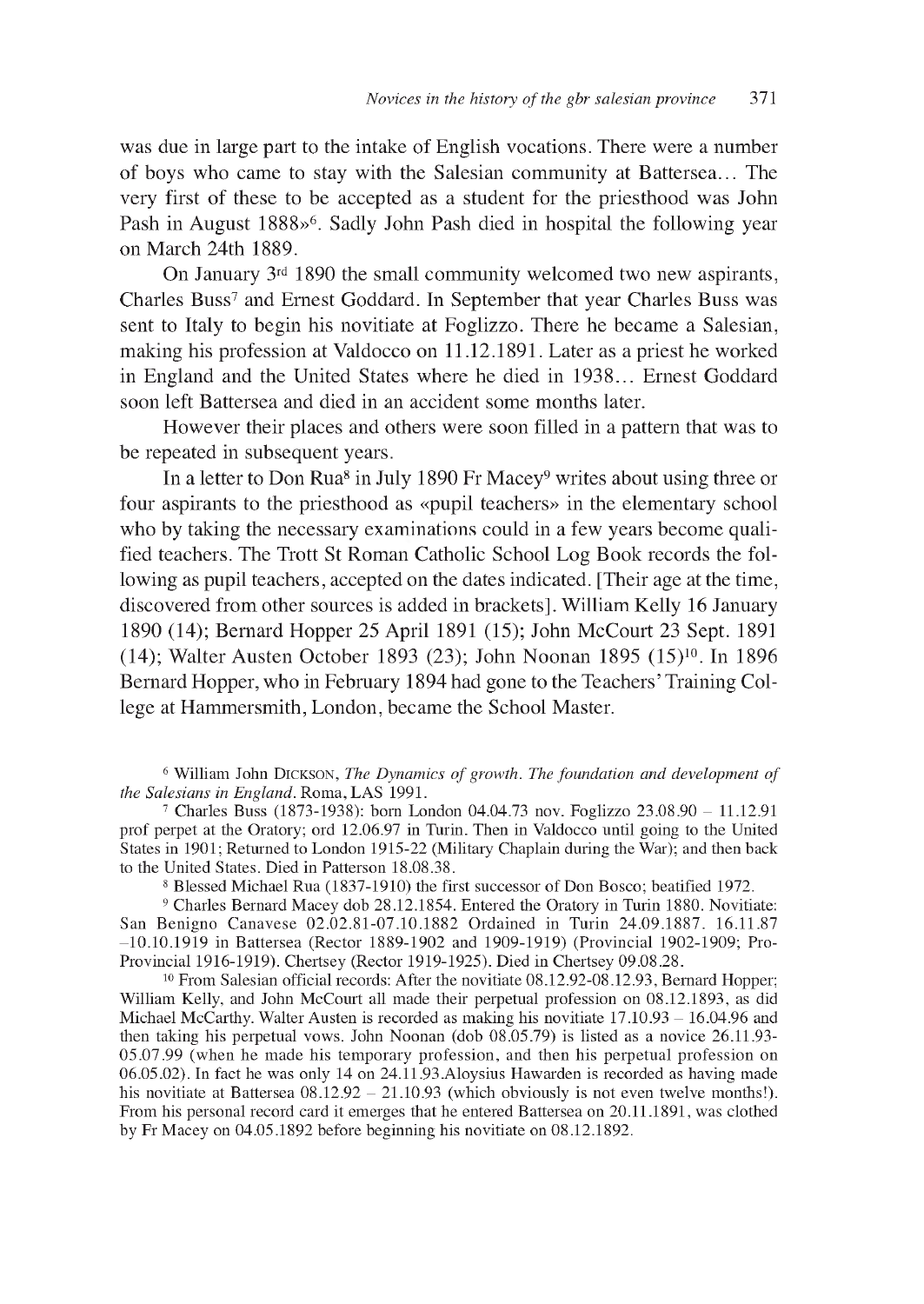was due in large part to the intake of English vocations. There were a number of boys who came to stay with the Salesian community at Battersea… The very first of these to be accepted as a student for the priesthood was John Pash in August 1888»[6]. Sadly John Pash died in hospital the following year on March 24th 1889.

On January 3rd 1890 the small community welcomed two new aspirants, Charles Buss[7] and Ernest Goddard. In September that year Charles Buss was sent to Italy to begin his novitiate at Foglizzo. There he became a Salesian, making his profession at Valdocco on 11.12.1891. Later as a priest he worked in England and the United States where he died in 1938… Ernest Goddard soon left Battersea and died in an accident some months later.

However their places and others were soon filled in a pattern that was to be repeated in subsequent years.

In a letter to Don Rua[8] in July 1890 Fr Macey[9] writes about using three or four aspirants to the priesthood as «pupil teachers» in the elementary school who by taking the necessary examinations could in a few years become qualified teachers. The Trott St Roman Catholic School Log Book records the following as pupil teachers, accepted on the dates indicated. [Their age at the time, discovered from other sources is added in brackets]. William Kelly 16 January 1890 (14); Bernard Hopper 25 April 1891 (15); John McCourt 23 Sept. 1891 (14); Walter Austen October 1893 (23); John Noonan 1895 (15)[10]. In 1896 Bernard Hopper, who in February 1894 had gone to the Teachers' Training College at Hammersmith, London, became the School Master.

---

[6] William John DICKSON, *The Dynamics of growth. The foundation and development of the Salesians in England*. Roma, LAS 1991.

[7] Charles Buss (1873-1938): born London 04.04.73 nov. Foglizzo 23.08.90 – 11.12.91 prof perpet at the Oratory; ord 12.06.97 in Turin. Then in Valdocco until going to the United States in 1901; Returned to London 1915-22 (Military Chaplain during the War); and then back to the United States. Died in Patterson 18.08.38.

[8] Blessed Michael Rua (1837-1910) the first successor of Don Bosco; beatified 1972.

[9] Charles Bernard Macey dob 28.12.1854. Entered the Oratory in Turin 1880. Novitiate: San Benigno Canavese 02.02.81-07.10.1882 Ordained in Turin 24.09.1887. 16.11.87 –10.10.1919 in Battersea (Rector 1889-1902 and 1909-1919) (Provincial 1902-1909; Pro-Provincial 1916-1919). Chertsey (Rector 1919-1925). Died in Chertsey 09.08.28.

[10] From Salesian official records: After the novitiate 08.12.92-08.12.93, Bernard Hopper; William Kelly, and John McCourt all made their perpetual profession on 08.12.1893, as did Michael McCarthy. Walter Austen is recorded as making his novitiate 17.10.93 – 16.04.96 and then taking his perpetual vows. John Noonan (dob 08.05.79) is listed as a novice 26.11.93-05.07.99 (when he made his temporary profession, and then his perpetual profession on 06.05.02). In fact he was only 14 on 24.11.93.Aloysius Hawarden is recorded as having made his novitiate at Battersea 08.12.92 – 21.10.93 (which obviously is not even twelve months!). From his personal record card it emerges that he entered Battersea on 20.11.1891, was clothed by Fr Macey on 04.05.1892 before beginning his novitiate on 08.12.1892.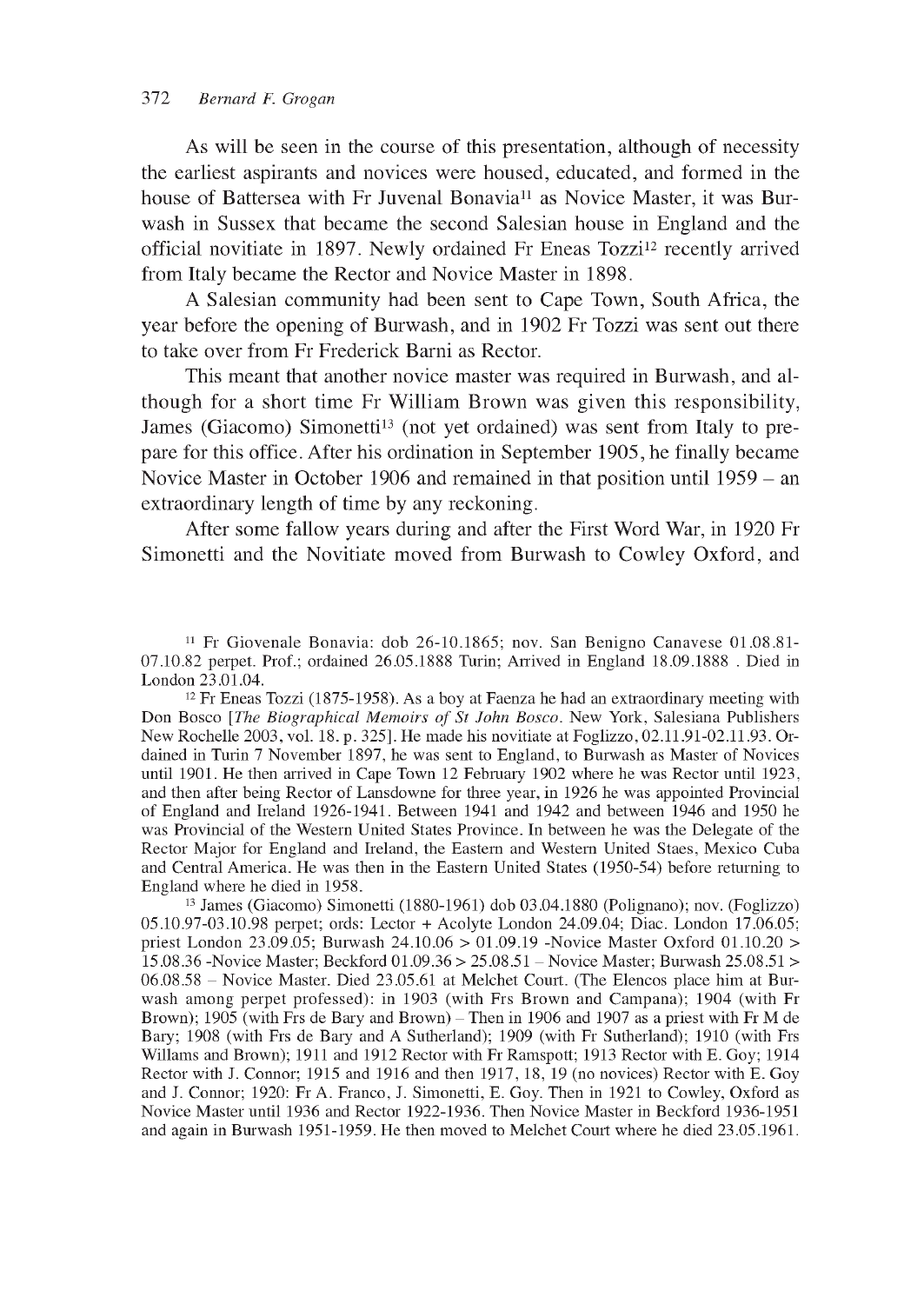As will be seen in the course of this presentation, although of necessity the earliest aspirants and novices were housed, educated, and formed in the house of Battersea with Fr Juvenal Bonavia[11] as Novice Master, it was Burwash in Sussex that became the second Salesian house in England and the official novitiate in 1897. Newly ordained Fr Eneas Tozzi[12] recently arrived from Italy became the Rector and Novice Master in 1898.

A Salesian community had been sent to Cape Town, South Africa, the year before the opening of Burwash, and in 1902 Fr Tozzi was sent out there to take over from Fr Frederick Barni as Rector.

This meant that another novice master was required in Burwash, and although for a short time Fr William Brown was given this responsibility, James (Giacomo) Simonetti[13] (not yet ordained) was sent from Italy to prepare for this office. After his ordination in September 1905, he finally became Novice Master in October 1906 and remained in that position until 1959 – an extraordinary length of time by any reckoning.

After some fallow years during and after the First Word War, in 1920 Fr Simonetti and the Novitiate moved from Burwash to Cowley Oxford, and

[11] Fr Giovenale Bonavia: dob 26-10.1865; nov. San Benigno Canavese 01.08.81-07.10.82 perpet. Prof.; ordained 26.05.1888 Turin; Arrived in England 18.09.1888 . Died in London 23.01.04.

[12] Fr Eneas Tozzi (1875-1958). As a boy at Faenza he had an extraordinary meeting with Don Bosco [*The Biographical Memoirs of St John Bosco*. New York, Salesiana Publishers New Rochelle 2003, vol. 18. p. 325]. He made his novitiate at Foglizzo, 02.11.91-02.11.93. Ordained in Turin 7 November 1897, he was sent to England, to Burwash as Master of Novices until 1901. He then arrived in Cape Town 12 February 1902 where he was Rector until 1923, and then after being Rector of Lansdowne for three year, in 1926 he was appointed Provincial of England and Ireland 1926-1941. Between 1941 and 1942 and between 1946 and 1950 he was Provincial of the Western United States Province. In between he was the Delegate of the Rector Major for England and Ireland, the Eastern and Western United Staes, Mexico Cuba and Central America. He was then in the Eastern United States (1950-54) before returning to England where he died in 1958.

[13] James (Giacomo) Simonetti (1880-1961) dob 03.04.1880 (Polignano); nov. (Foglizzo) 05.10.97-03.10.98 perpet; ords: Lector + Acolyte London 24.09.04; Diac. London 17.06.05; priest London 23.09.05; Burwash 24.10.06 > 01.09.19 -Novice Master Oxford 01.10.20 > 15.08.36 -Novice Master; Beckford 01.09.36 > 25.08.51 – Novice Master; Burwash 25.08.51 > 06.08.58 – Novice Master. Died 23.05.61 at Melchet Court. (The Elencos place him at Burwash among perpet professed): in 1903 (with Frs Brown and Campana); 1904 (with Fr Brown); 1905 (with Frs de Bary and Brown) – Then in 1906 and 1907 as a priest with Fr M de Bary; 1908 (with Frs de Bary and A Sutherland); 1909 (with Fr Sutherland); 1910 (with Frs Willams and Brown); 1911 and 1912 Rector with Fr Ramspott; 1913 Rector with E. Goy; 1914 Rector with J. Connor; 1915 and 1916 and then 1917, 18, 19 (no novices) Rector with E. Goy and J. Connor; 1920: Fr A. Franco, J. Simonetti, E. Goy. Then in 1921 to Cowley, Oxford as Novice Master until 1936 and Rector 1922-1936. Then Novice Master in Beckford 1936-1951 and again in Burwash 1951-1959. He then moved to Melchet Court where he died 23.05.1961.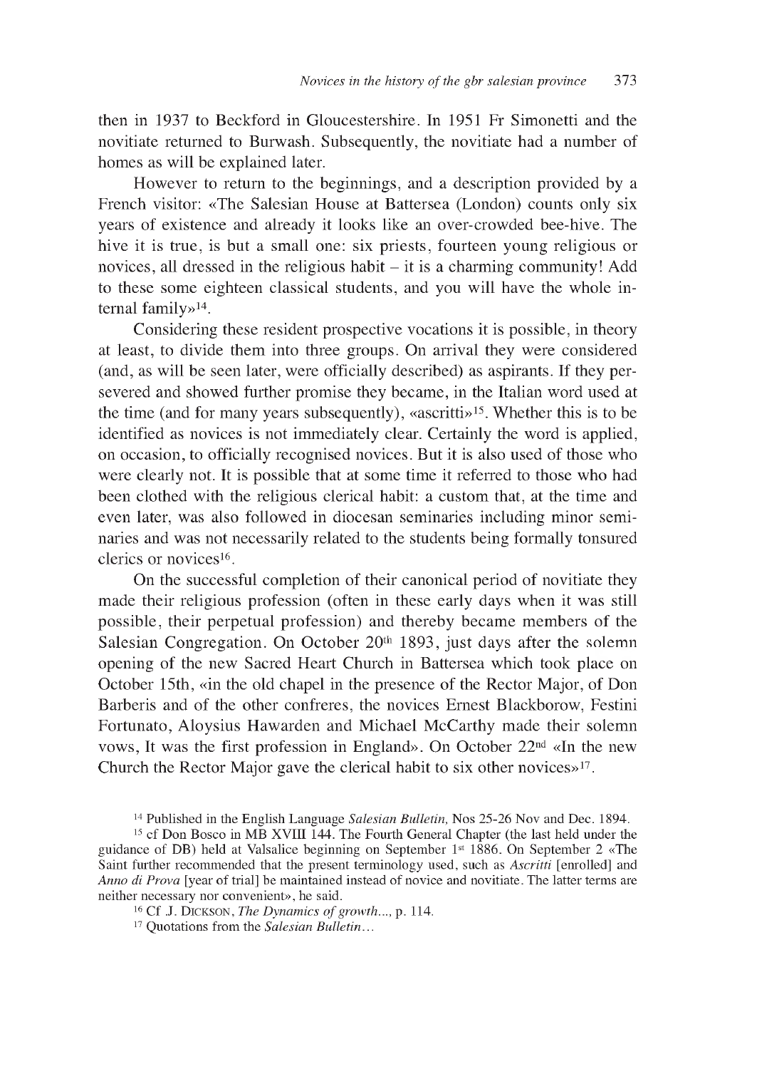then in 1937 to Beckford in Gloucestershire. In 1951 Fr Simonetti and the novitiate returned to Burwash. Subsequently, the novitiate had a number of homes as will be explained later.

However to return to the beginnings, and a description provided by a French visitor: «The Salesian House at Battersea (London) counts only six years of existence and already it looks like an over-crowded bee-hive. The hive it is true, is but a small one: six priests, fourteen young religious or novices, all dressed in the religious habit – it is a charming community! Add to these some eighteen classical students, and you will have the whole internal family»[14].

Considering these resident prospective vocations it is possible, in theory at least, to divide them into three groups. On arrival they were considered (and, as will be seen later, were officially described) as aspirants. If they persevered and showed further promise they became, in the Italian word used at the time (and for many years subsequently), «ascritti»[15]. Whether this is to be identified as novices is not immediately clear. Certainly the word is applied, on occasion, to officially recognised novices. But it is also used of those who were clearly not. It is possible that at some time it referred to those who had been clothed with the religious clerical habit: a custom that, at the time and even later, was also followed in diocesan seminaries including minor seminaries and was not necessarily related to the students being formally tonsured clerics or novices[16].

On the successful completion of their canonical period of novitiate they made their religious profession (often in these early days when it was still possible, their perpetual profession) and thereby became members of the Salesian Congregation. On October 20th 1893, just days after the solemn opening of the new Sacred Heart Church in Battersea which took place on October 15th, «in the old chapel in the presence of the Rector Major, of Don Barberis and of the other confreres, the novices Ernest Blackborow, Festini Fortunato, Aloysius Hawarden and Michael McCarthy made their solemn vows, It was the first profession in England». On October 22nd «In the new Church the Rector Major gave the clerical habit to six other novices»[17].

---

[14] Published in the English Language *Salesian Bulletin,* Nos 25-26 Nov and Dec. 1894.

[15] cf Don Bosco in MB XVIII 144. The Fourth General Chapter (the last held under the guidance of DB) held at Valsalice beginning on September 1st 1886. On September 2 «The Saint further recommended that the present terminology used, such as *Ascritti* [enrolled] and *Anno di Prova* [year of trial] be maintained instead of novice and novitiate. The latter terms are neither necessary nor convenient», he said.

[16] Cf J. Dickson, *The Dynamics of growth...,* p. 114.

[17] Quotations from the *Salesian Bulletin…*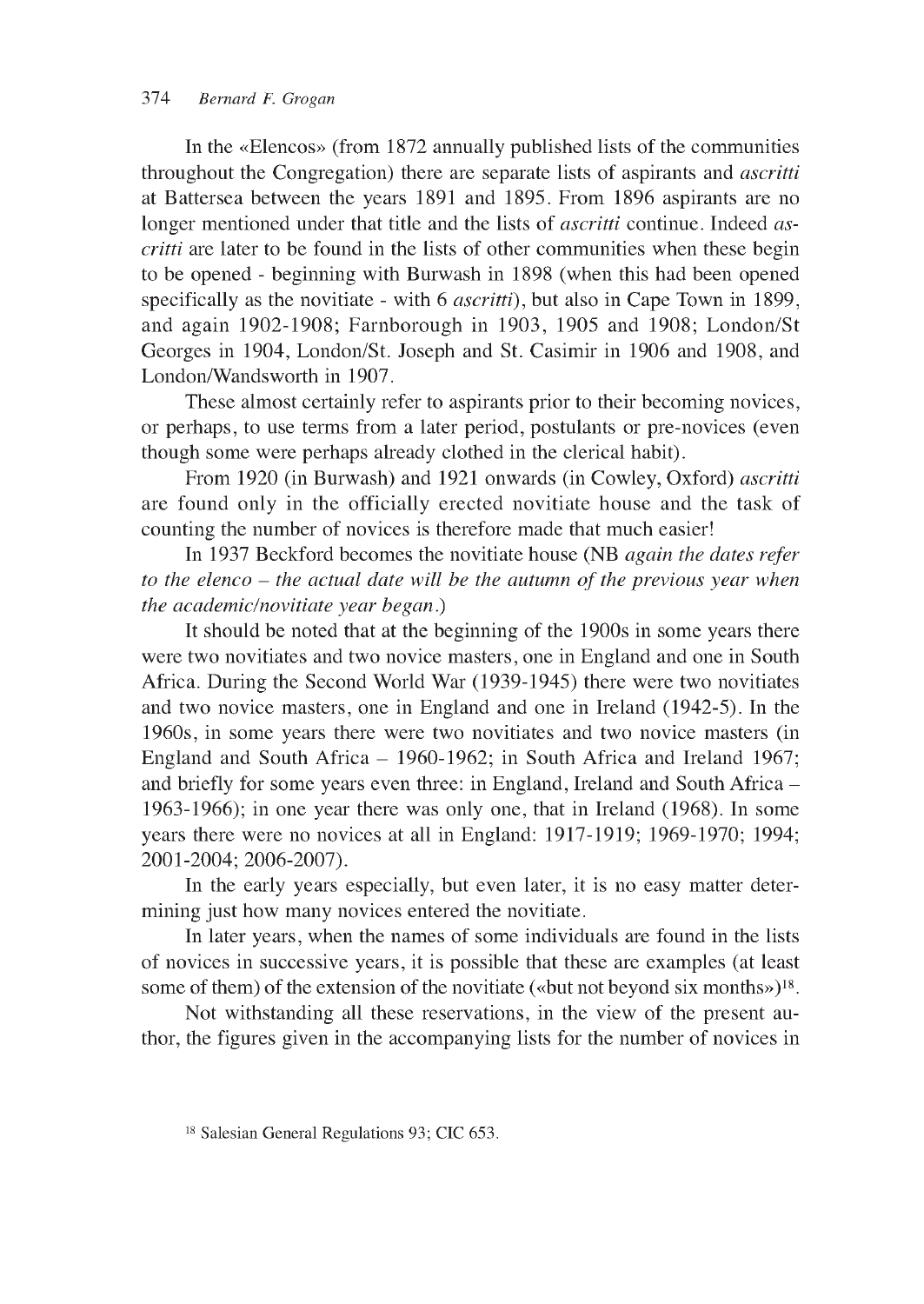In the «Elencos» (from 1872 annually published lists of the communities throughout the Congregation) there are separate lists of aspirants and *ascritti* at Battersea between the years 1891 and 1895. From 1896 aspirants are no longer mentioned under that title and the lists of *ascritti* continue. Indeed *ascritti* are later to be found in the lists of other communities when these begin to be opened - beginning with Burwash in 1898 (when this had been opened specifically as the novitiate - with 6 *ascritti*), but also in Cape Town in 1899, and again 1902-1908; Farnborough in 1903, 1905 and 1908; London/St Georges in 1904, London/St. Joseph and St. Casimir in 1906 and 1908, and London/Wandsworth in 1907.

These almost certainly refer to aspirants prior to their becoming novices, or perhaps, to use terms from a later period, postulants or pre-novices (even though some were perhaps already clothed in the clerical habit).

From 1920 (in Burwash) and 1921 onwards (in Cowley, Oxford) *ascritti* are found only in the officially erected novitiate house and the task of counting the number of novices is therefore made that much easier!

In 1937 Beckford becomes the novitiate house (NB *again the dates refer to the elenco – the actual date will be the autumn of the previous year when the academic/novitiate year began*.)

It should be noted that at the beginning of the 1900s in some years there were two novitiates and two novice masters, one in England and one in South Africa. During the Second World War (1939-1945) there were two novitiates and two novice masters, one in England and one in Ireland (1942-5). In the 1960s, in some years there were two novitiates and two novice masters (in England and South Africa – 1960-1962; in South Africa and Ireland 1967; and briefly for some years even three: in England, Ireland and South Africa – 1963-1966); in one year there was only one, that in Ireland (1968). In some years there were no novices at all in England: 1917-1919; 1969-1970; 1994; 2001-2004; 2006-2007).

In the early years especially, but even later, it is no easy matter determining just how many novices entered the novitiate.

In later years, when the names of some individuals are found in the lists of novices in successive years, it is possible that these are examples (at least some of them) of the extension of the novitiate («but not beyond six months»)[18].

Not withstanding all these reservations, in the view of the present author, the figures given in the accompanying lists for the number of novices in

[18] Salesian General Regulations 93; CIC 653.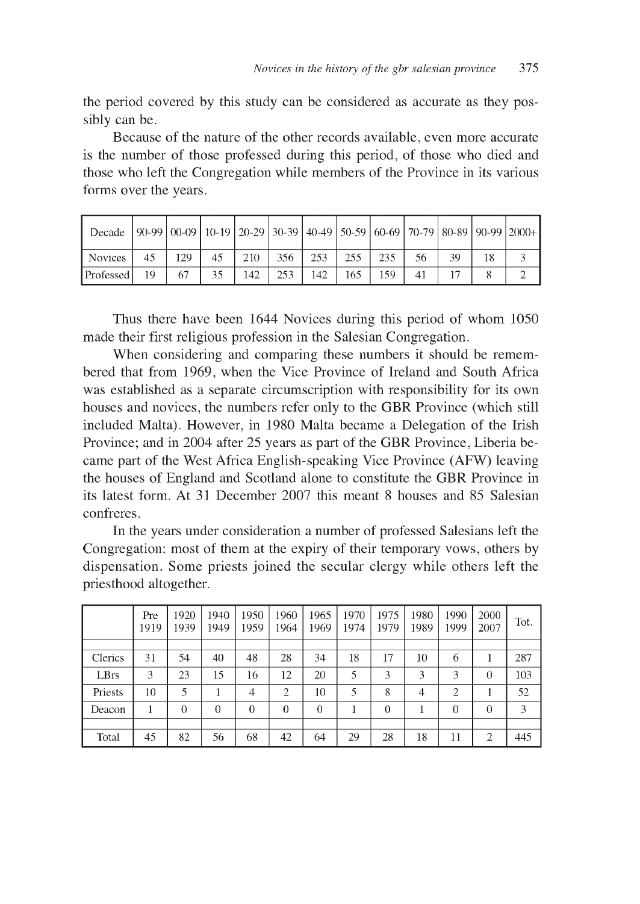the period covered by this study can be considered as accurate as they possibly can be.

Because of the nature of the other records available, even more accurate is the number of those professed during this period, of those who died and those who left the Congregation while members of the Province in its various forms over the years.

| Decade | 90-99 | 00-09 | 10-19 | 20-29 | 30-39 | 40-49 | 50-59 | 60-69 | 70-79 | 80-89 | 90-99 | 2000+ |
|---|---|---|---|---|---|---|---|---|---|---|---|---|
| Novices | 45 | 129 | 45 | 210 | 356 | 253 | 255 | 235 | 56 | 39 | 18 | 3 |
| Professed | 19 | 67 | 35 | 142 | 253 | 142 | 165 | 159 | 41 | 17 | 8 | 2 |

Thus there have been 1644 Novices during this period of whom 1050 made their first religious profession in the Salesian Congregation.

When considering and comparing these numbers it should be remembered that from 1969, when the Vice Province of Ireland and South Africa was established as a separate circumscription with responsibility for its own houses and novices, the numbers refer only to the GBR Province (which still included Malta). However, in 1980 Malta became a Delegation of the Irish Province; and in 2004 after 25 years as part of the GBR Province, Liberia became part of the West Africa English-speaking Vice Province (AFW) leaving the houses of England and Scotland alone to constitute the GBR Province in its latest form. At 31 December 2007 this meant 8 houses and 85 Salesian confreres.

In the years under consideration a number of professed Salesians left the Congregation: most of them at the expiry of their temporary vows, others by dispensation. Some priests joined the secular clergy while others left the priesthood altogether.

| | Pre 1919 | 1920 1939 | 1940 1949 | 1950 1959 | 1960 1964 | 1965 1969 | 1970 1974 | 1975 1979 | 1980 1989 | 1990 1999 | 2000 2007 | Tot. |
|---|---|---|---|---|---|---|---|---|---|---|---|---|
| Clerics | 31 | 54 | 40 | 48 | 28 | 34 | 18 | 17 | 10 | 6 | 1 | 287 |
| LBrs | 3 | 23 | 15 | 16 | 12 | 20 | 5 | 3 | 3 | 3 | 0 | 103 |
| Priests | 10 | 5 | 1 | 4 | 2 | 10 | 5 | 8 | 4 | 2 | 1 | 52 |
| Deacon | 1 | 0 | 0 | 0 | 0 | 0 | 1 | 0 | 1 | 0 | 0 | 3 |
| Total | 45 | 82 | 56 | 68 | 42 | 64 | 29 | 28 | 18 | 11 | 2 | 445 |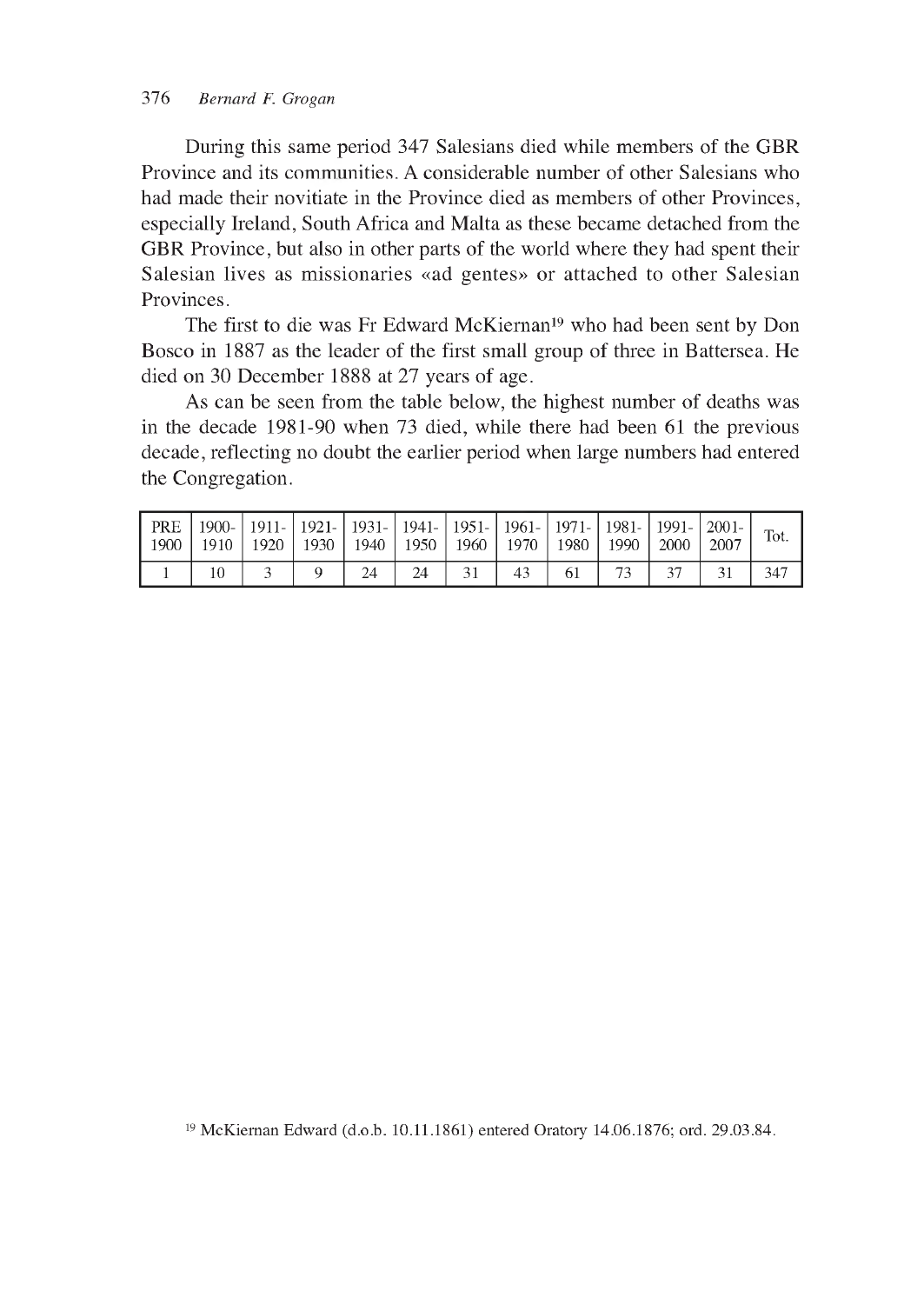During this same period 347 Salesians died while members of the GBR Province and its communities. A considerable number of other Salesians who had made their novitiate in the Province died as members of other Provinces, especially Ireland, South Africa and Malta as these became detached from the GBR Province, but also in other parts of the world where they had spent their Salesian lives as missionaries «ad gentes» or attached to other Salesian Provinces.

The first to die was Fr Edward McKiernan[19] who had been sent by Don Bosco in 1887 as the leader of the first small group of three in Battersea. He died on 30 December 1888 at 27 years of age.

As can be seen from the table below, the highest number of deaths was in the decade 1981-90 when 73 died, while there had been 61 the previous decade, reflecting no doubt the earlier period when large numbers had entered the Congregation.

| PRE 1900 | 1900-1910 | 1911-1920 | 1921-1930 | 1931-1940 | 1941-1950 | 1951-1960 | 1961-1970 | 1971-1980 | 1981-1990 | 1991-2000 | 2001-2007 | Tot. |
|---|---|---|---|---|---|---|---|---|---|---|---|---|
| 1 | 10 | 3 | 9 | 24 | 24 | 31 | 43 | 61 | 73 | 37 | 31 | 347 |

[19] McKiernan Edward (d.o.b. 10.11.1861) entered Oratory 14.06.1876; ord. 29.03.84.